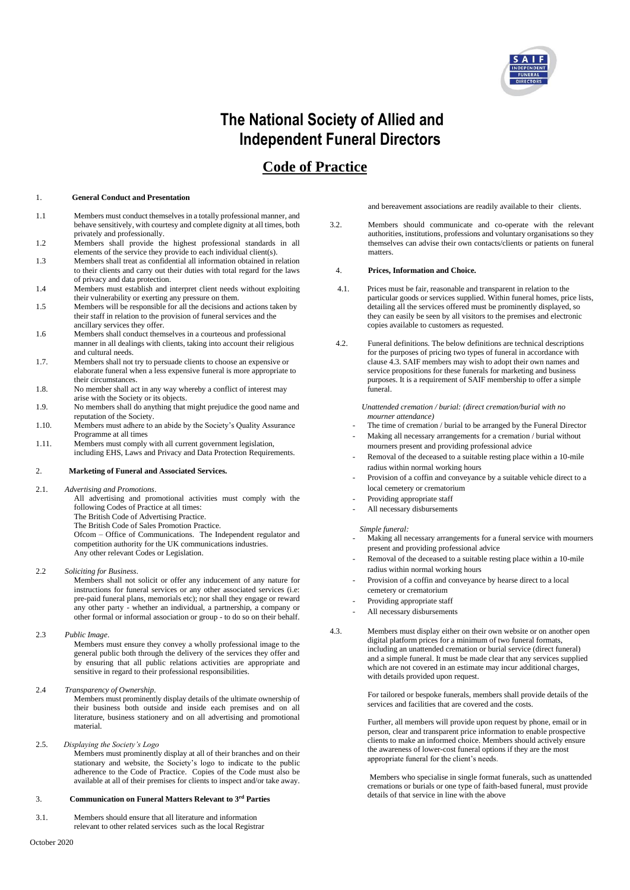# The National Society of Allied and Independent Funeral Directors

## Code of Practice

### 1. General Conduct and Presentation

1.1 Members must conduct themselves in a totally professional manner, and behave sensitively, with courtesy and complete dignity at all times, both privately and professionally.

1.2 Members shall provide the highest professional standards in all elements of the service they provide to each individual client(s).

1.3 Members shall treat as confidential all information obtained in relation to their clients and carry out their duties with total regard for the laws of privacy and data protection.

1.4 Members must establish and interpret client needs without exploiting their vulnerability or exerting any pressure on them.

1.5 Members will be responsible for all the decisions and actions taken by their staff in relation to the provision of funeral services and the ancillary services they offer.

1.6 Members shall conduct themselves in a courteous and professional manner in all dealings with clients, taking into account their religious and cultural needs.

1.7. Members shall not try to persuade clients to choose an expensive or elaborate funeral when a less expensive funeral is more appropriate to their circumstances.

1.8. No member shall act in any way whereby a conflict of interest may arise with the Society or its objects.

1.9. No members shall do anything that might prejudice the good name and reputation of the Society.

1.10. Members must adhere to an abide by the Society's Quality Assurance Programme at all times

1.11. Members must comply with all current government legislation, including EHS, Laws and Privacy and Data Protection Requirements.

### 2. Marketing of Funeral and Associated Services.

2.1. *Advertising and Promotions*.

All advertising and promotional activities must comply with the following Codes of Practice at all times:
The British Code of Advertising Practice.
The British Code of Sales Promotion Practice.
Ofcom – Office of Communications. The Independent regulator and competition authority for the UK communications industries.
Any other relevant Codes or Legislation.

2.2 *Soliciting for Business*.

Members shall not solicit or offer any inducement of any nature for instructions for funeral services or any other associated services (i.e: pre-paid funeral plans, memorials etc); nor shall they engage or reward any other party - whether an individual, a partnership, a company or other formal or informal association or group - to do so on their behalf.

2.3 *Public Image*.

Members must ensure they convey a wholly professional image to the general public both through the delivery of the services they offer and by ensuring that all public relations activities are appropriate and sensitive in regard to their professional responsibilities.

2.4 *Transparency of Ownership*.

Members must prominently display details of the ultimate ownership of their business both outside and inside each premises and on all literature, business stationery and on all advertising and promotional material.

2.5. *Displaying the Society's Logo*

Members must prominently display at all of their branches and on their stationary and website, the Society's logo to indicate to the public adherence to the Code of Practice. Copies of the Code must also be available at all of their premises for clients to inspect and/or take away.

### 3. Communication on Funeral Matters Relevant to 3rd Parties

3.1. Members should ensure that all literature and information relevant to other related services such as the local Registrar and bereavement associations are readily available to their clients.

3.2. Members should communicate and co-operate with the relevant authorities, institutions, professions and voluntary organisations so they themselves can advise their own contacts/clients or patients on funeral matters.

### 4. Prices, Information and Choice.

4.1. Prices must be fair, reasonable and transparent in relation to the particular goods or services supplied. Within funeral homes, price lists, detailing all the services offered must be prominently displayed, so they can easily be seen by all visitors to the premises and electronic copies available to customers as requested.

4.2. Funeral definitions. The below definitions are technical descriptions for the purposes of pricing two types of funeral in accordance with clause 4.3. SAIF members may wish to adopt their own names and service propositions for these funerals for marketing and business purposes. It is a requirement of SAIF membership to offer a simple funeral.

*Unattended cremation / burial: (direct cremation/burial with no mourner attendance)*

- The time of cremation / burial to be arranged by the Funeral Director
- Making all necessary arrangements for a cremation / burial without mourners present and providing professional advice
- Removal of the deceased to a suitable resting place within a 10-mile radius within normal working hours
- Provision of a coffin and conveyance by a suitable vehicle direct to a local cemetery or crematorium
- Providing appropriate staff
- All necessary disbursements

*Simple funeral:*

- Making all necessary arrangements for a funeral service with mourners present and providing professional advice
- Removal of the deceased to a suitable resting place within a 10-mile radius within normal working hours
- Provision of a coffin and conveyance by hearse direct to a local cemetery or crematorium
- Providing appropriate staff
- All necessary disbursements

4.3. Members must display either on their own website or on another open digital platform prices for a minimum of two funeral formats, including an unattended cremation or burial service (direct funeral) and a simple funeral. It must be made clear that any services supplied which are not covered in an estimate may incur additional charges, with details provided upon request.

For tailored or bespoke funerals, members shall provide details of the services and facilities that are covered and the costs.

Further, all members will provide upon request by phone, email or in person, clear and transparent price information to enable prospective clients to make an informed choice. Members should actively ensure the awareness of lower-cost funeral options if they are the most appropriate funeral for the client's needs.

Members who specialise in single format funerals, such as unattended cremations or burials or one type of faith-based funeral, must provide details of that service in line with the above

October 2020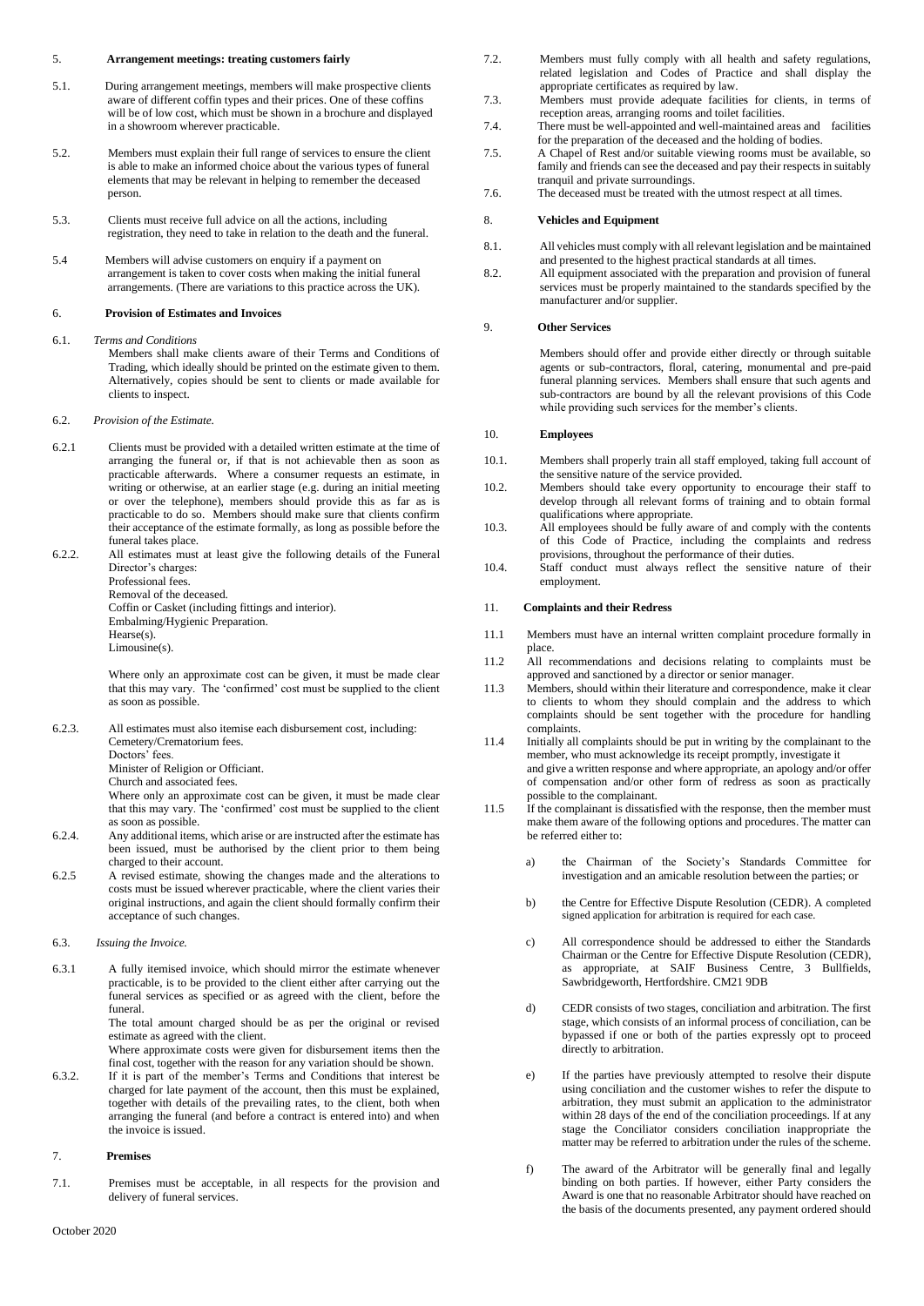## 5. Arrangement meetings: treating customers fairly

5.1. During arrangement meetings, members will make prospective clients aware of different coffin types and their prices. One of these coffins will be of low cost, which must be shown in a brochure and displayed in a showroom wherever practicable.

5.2. Members must explain their full range of services to ensure the client is able to make an informed choice about the various types of funeral elements that may be relevant in helping to remember the deceased person.

5.3. Clients must receive full advice on all the actions, including registration, they need to take in relation to the death and the funeral.

5.4 Members will advise customers on enquiry if a payment on arrangement is taken to cover costs when making the initial funeral arrangements. (There are variations to this practice across the UK).

## 6. Provision of Estimates and Invoices

6.1. *Terms and Conditions*

Members shall make clients aware of their Terms and Conditions of Trading, which ideally should be printed on the estimate given to them. Alternatively, copies should be sent to clients or made available for clients to inspect.

6.2. *Provision of the Estimate.*

6.2.1 Clients must be provided with a detailed written estimate at the time of arranging the funeral or, if that is not achievable then as soon as practicable afterwards. Where a consumer requests an estimate, in writing or otherwise, at an earlier stage (e.g. during an initial meeting or over the telephone), members should provide this as far as is practicable to do so. Members should make sure that clients confirm their acceptance of the estimate formally, as long as possible before the funeral takes place.

6.2.2. All estimates must at least give the following details of the Funeral Director's charges:
Professional fees.
Removal of the deceased.
Coffin or Casket (including fittings and interior).
Embalming/Hygienic Preparation.
Hearse(s).
Limousine(s).

Where only an approximate cost can be given, it must be made clear that this may vary. The 'confirmed' cost must be supplied to the client as soon as possible.

6.2.3. All estimates must also itemise each disbursement cost, including:
Cemetery/Crematorium fees.
Doctors' fees.
Minister of Religion or Officiant.
Church and associated fees.
Where only an approximate cost can be given, it must be made clear that this may vary. The 'confirmed' cost must be supplied to the client as soon as possible.

6.2.4. Any additional items, which arise or are instructed after the estimate has been issued, must be authorised by the client prior to them being charged to their account.

6.2.5 A revised estimate, showing the changes made and the alterations to costs must be issued wherever practicable, where the client varies their original instructions, and again the client should formally confirm their acceptance of such changes.

6.3. *Issuing the Invoice.*

6.3.1 A fully itemised invoice, which should mirror the estimate whenever practicable, is to be provided to the client either after carrying out the funeral services as specified or as agreed with the client, before the funeral.
The total amount charged should be as per the original or revised estimate as agreed with the client.
Where approximate costs were given for disbursement items then the final cost, together with the reason for any variation should be shown.

6.3.2. If it is part of the member's Terms and Conditions that interest be charged for late payment of the account, then this must be explained, together with details of the prevailing rates, to the client, both when arranging the funeral (and before a contract is entered into) and when the invoice is issued.

## 7. Premises

7.1. Premises must be acceptable, in all respects for the provision and delivery of funeral services.

7.2. Members must fully comply with all health and safety regulations, related legislation and Codes of Practice and shall display the appropriate certificates as required by law.

7.3. Members must provide adequate facilities for clients, in terms of reception areas, arranging rooms and toilet facilities.

7.4. There must be well-appointed and well-maintained areas and facilities for the preparation of the deceased and the holding of bodies.

7.5. A Chapel of Rest and/or suitable viewing rooms must be available, so family and friends can see the deceased and pay their respects in suitably tranquil and private surroundings.

7.6. The deceased must be treated with the utmost respect at all times.

## 8. Vehicles and Equipment

8.1. All vehicles must comply with all relevant legislation and be maintained and presented to the highest practical standards at all times.

8.2. All equipment associated with the preparation and provision of funeral services must be properly maintained to the standards specified by the manufacturer and/or supplier.

## 9. Other Services

Members should offer and provide either directly or through suitable agents or sub-contractors, floral, catering, monumental and pre-paid funeral planning services. Members shall ensure that such agents and sub-contractors are bound by all the relevant provisions of this Code while providing such services for the member's clients.

## 10. Employees

10.1. Members shall properly train all staff employed, taking full account of the sensitive nature of the service provided.

10.2. Members should take every opportunity to encourage their staff to develop through all relevant forms of training and to obtain formal qualifications where appropriate.

10.3. All employees should be fully aware of and comply with the contents of this Code of Practice, including the complaints and redress provisions, throughout the performance of their duties.

10.4. Staff conduct must always reflect the sensitive nature of their employment.

## 11. Complaints and their Redress

11.1 Members must have an internal written complaint procedure formally in place.

11.2 All recommendations and decisions relating to complaints must be approved and sanctioned by a director or senior manager.

11.3 Members, should within their literature and correspondence, make it clear to clients to whom they should complain and the address to which complaints should be sent together with the procedure for handling complaints.

11.4 Initially all complaints should be put in writing by the complainant to the member, who must acknowledge its receipt promptly, investigate it and give a written response and where appropriate, an apology and/or offer of compensation and/or other form of redress as soon as practically possible to the complainant.

11.5 If the complainant is dissatisfied with the response, then the member must make them aware of the following options and procedures. The matter can be referred either to:

a) the Chairman of the Society's Standards Committee for investigation and an amicable resolution between the parties; or

b) the Centre for Effective Dispute Resolution (CEDR). A completed signed application for arbitration is required for each case.

c) All correspondence should be addressed to either the Standards Chairman or the Centre for Effective Dispute Resolution (CEDR), as appropriate, at SAIF Business Centre, 3 Bullfields, Sawbridgeworth, Hertfordshire. CM21 9DB

d) CEDR consists of two stages, conciliation and arbitration. The first stage, which consists of an informal process of conciliation, can be bypassed if one or both of the parties expressly opt to proceed directly to arbitration.

e) If the parties have previously attempted to resolve their dispute using conciliation and the customer wishes to refer the dispute to arbitration, they must submit an application to the administrator within 28 days of the end of the conciliation proceedings. If at any stage the Conciliator considers conciliation inappropriate the matter may be referred to arbitration under the rules of the scheme.

f) The award of the Arbitrator will be generally final and legally binding on both parties. If however, either Party considers the Award is one that no reasonable Arbitrator should have reached on the basis of the documents presented, any payment ordered should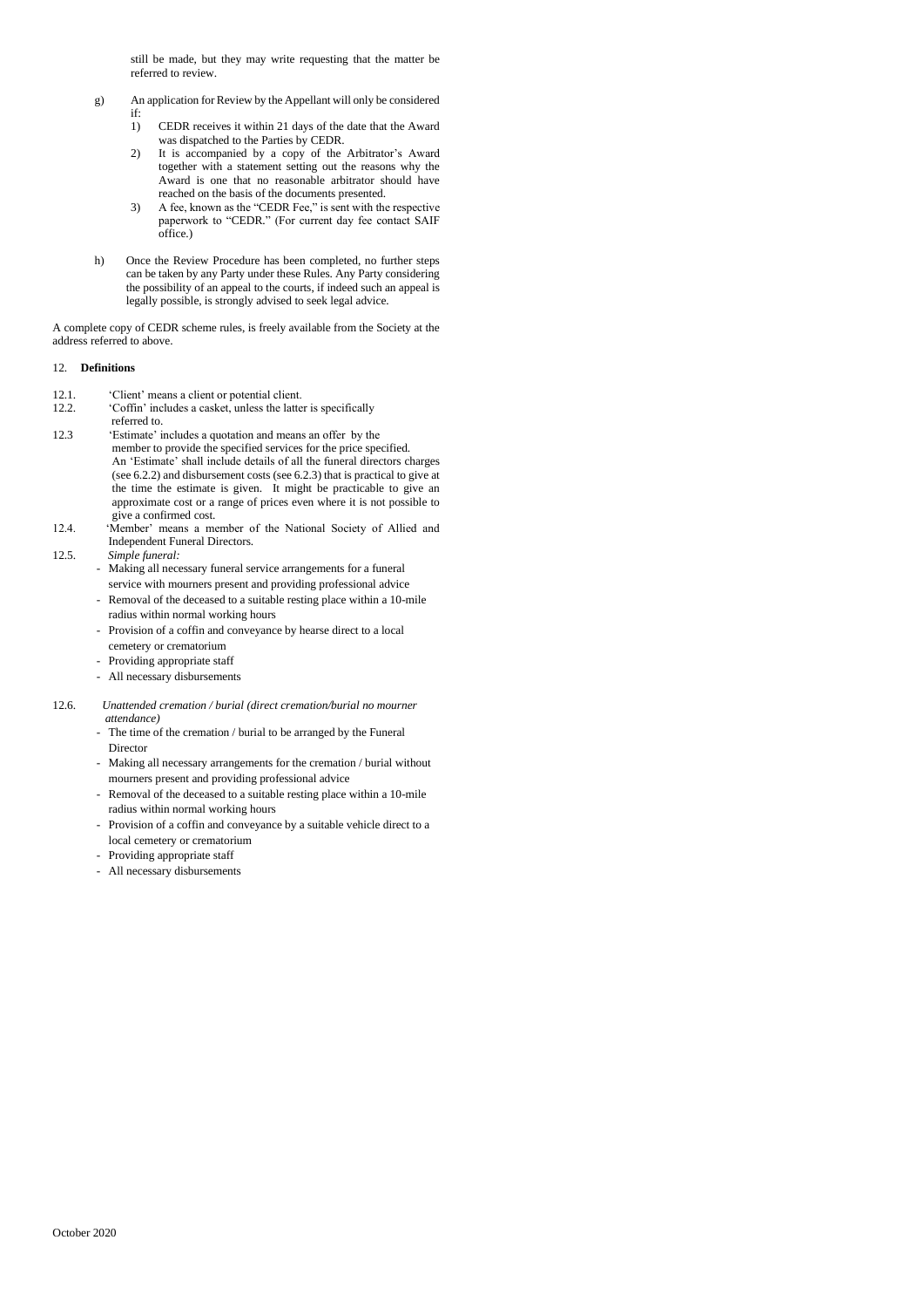still be made, but they may write requesting that the matter be referred to review.

g) An application for Review by the Appellant will only be considered if:
   1) CEDR receives it within 21 days of the date that the Award was dispatched to the Parties by CEDR.
   2) It is accompanied by a copy of the Arbitrator's Award together with a statement setting out the reasons why the Award is one that no reasonable arbitrator should have reached on the basis of the documents presented.
   3) A fee, known as the "CEDR Fee," is sent with the respective paperwork to "CEDR." (For current day fee contact SAIF office.)

h) Once the Review Procedure has been completed, no further steps can be taken by any Party under these Rules. Any Party considering the possibility of an appeal to the courts, if indeed such an appeal is legally possible, is strongly advised to seek legal advice.

A complete copy of CEDR scheme rules, is freely available from the Society at the address referred to above.

## 12. **Definitions**

12.1. 'Client' means a client or potential client.

12.2. 'Coffin' includes a casket, unless the latter is specifically referred to.

12.3 'Estimate' includes a quotation and means an offer by the member to provide the specified services for the price specified. An 'Estimate' shall include details of all the funeral directors charges (see 6.2.2) and disbursement costs (see 6.2.3) that is practical to give at the time the estimate is given. It might be practicable to give an approximate cost or a range of prices even where it is not possible to give a confirmed cost.

12.4. 'Member' means a member of the National Society of Allied and Independent Funeral Directors.

12.5. *Simple funeral:*
- Making all necessary funeral service arrangements for a funeral service with mourners present and providing professional advice
- Removal of the deceased to a suitable resting place within a 10-mile radius within normal working hours
- Provision of a coffin and conveyance by hearse direct to a local cemetery or crematorium
- Providing appropriate staff
- All necessary disbursements

12.6. *Unattended cremation / burial (direct cremation/burial no mourner attendance)*
- The time of the cremation / burial to be arranged by the Funeral Director
- Making all necessary arrangements for the cremation / burial without mourners present and providing professional advice
- Removal of the deceased to a suitable resting place within a 10-mile radius within normal working hours
- Provision of a coffin and conveyance by a suitable vehicle direct to a local cemetery or crematorium
- Providing appropriate staff
- All necessary disbursements

October 2020